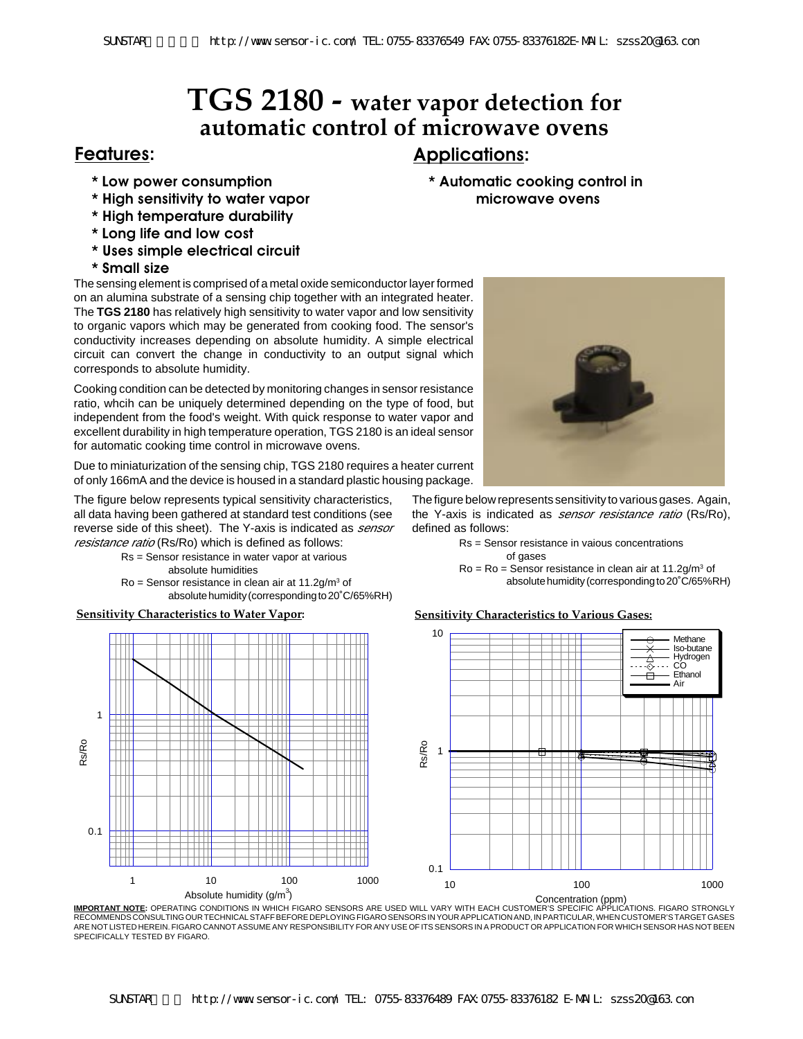# TGS 2180 - water vapor detection for automatic control of microwave ovens

## Features:

* Low power consumption
* High sensitivity to water vapor
* High temperature durability
* Long life and low cost
* Uses simple electrical circuit
* Small size

## Applications:

* Automatic cooking control in microwave ovens

The sensing element is comprised of a metal oxide semiconductor layer formed on an alumina substrate of a sensing chip together with an integrated heater. The **TGS 2180** has relatively high sensitivity to water vapor and low sensitivity to organic vapors which may be generated from cooking food. The sensor's conductivity increases depending on absolute humidity. A simple electrical circuit can convert the change in conductivity to an output signal which corresponds to absolute humidity.

Cooking condition can be detected by monitoring changes in sensor resistance ratio, whcih can be uniquely determined depending on the type of food, but independent from the food's weight. With quick response to water vapor and excellent durability in high temperature operation, TGS 2180 is an ideal sensor for automatic cooking time control in microwave ovens.

Due to miniaturization of the sensing chip, TGS 2180 requires a heater current of only 166mA and the device is housed in a standard plastic housing package.

The figure below represents typical sensitivity characteristics, all data having been gathered at standard test conditions (see reverse side of this sheet). The Y-axis is indicated as *sensor resistance ratio* (Rs/Ro) which is defined as follows:

Rs = Sensor resistance in water vapor at various absolute humidities
Ro = Sensor resistance in clean air at 11.2g/m$^3$ of absolute humidity (corresponding to 20˚C/65%RH)

**Sensitivity Characteristics to Water Vapor:**

Rs/Ro
1
0.1
1
10
100
1000
Absolute humidity (g/m$^3$)

The figure below represents sensitivity to various gases. Again, the Y-axis is indicated as *sensor resistance ratio* (Rs/Ro), defined as follows:

Rs = Sensor resistance in vaious concentrations of gases
Ro = Ro = Sensor resistance in clean air at 11.2g/m$^3$ of absolute humidity (corresponding to 20˚C/65%RH)

**Sensitivity Characteristics to Various Gases:**

Methane
Iso-butane
Hydrogen
CO
Ethanol
Air

Rs/Ro
10
1
0.1
10
100
1000
Concentration (ppm)

**IMPORTANT NOTE:** OPERATING CONDITIONS IN WHICH FIGARO SENSORS ARE USED WILL VARY WITH EACH CUSTOMER'S SPECIFIC APPLICATIONS. FIGARO STRONGLY RECOMMENDS CONSULTING OUR TECHNICAL STAFF BEFORE DEPLOYING FIGARO SENSORS IN YOUR APPLICATION AND, IN PARTICULAR, WHEN CUSTOMER'S TARGET GASES ARE NOT LISTED HEREIN. FIGARO CANNOT ASSUME ANY RESPONSIBILITY FOR ANY USE OF ITS SENSORS IN A PRODUCT OR APPLICATION FOR WHICH SENSOR HAS NOT BEEN SPECIFICALLY TESTED BY FIGARO.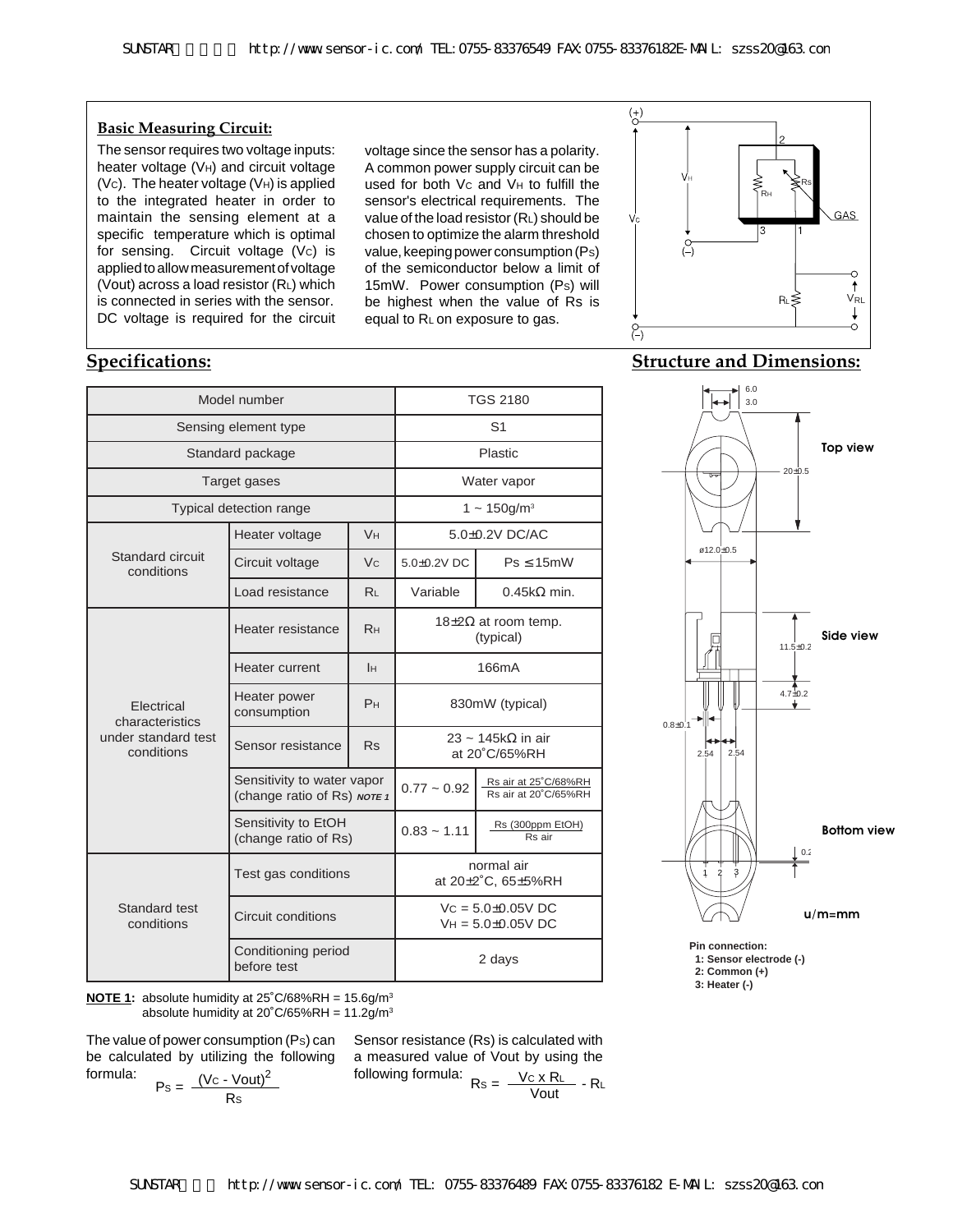## Basic Measuring Circuit:

The sensor requires two voltage inputs: heater voltage ($V_H$) and circuit voltage ($V_C$). The heater voltage ($V_H$) is applied to the integrated heater in order to maintain the sensing element at a specific temperature which is optimal for sensing. Circuit voltage ($V_C$) is applied to allow measurement of voltage (Vout) across a load resistor ($R_L$) which is connected in series with the sensor. DC voltage is required for the circuit voltage since the sensor has a polarity. A common power supply circuit can be used for both $V_C$ and $V_H$ to fulfill the sensor's electrical requirements. The value of the load resistor ($R_L$) should be chosen to optimize the alarm threshold value, keeping power consumption ($P_S$) of the semiconductor below a limit of 15mW. Power consumption ($P_S$) will be highest when the value of Rs is equal to $R_L$ on exposure to gas.

(+)
(–)
VH
VC
RH
Rs
GAS
2
3
1
RL
VRL
(–)

## Specifications:

| | | | | |
|---|---|---|---|---|
| Model number | | | TGS 2180 | |
| Sensing element type | | | S1 | |
| Standard package | | | Plastic | |
| Target gases | | | Water vapor | |
| Typical detection range | | | 1 ~ 150g/m³ | |
| Standard circuit conditions | Heater voltage | $V_H$ | 5.0±0.2V DC/AC | |
| | Circuit voltage | $V_C$ | 5.0±0.2V DC | $P_S \leq$ 15mW |
| | Load resistance | $R_L$ | Variable | 0.45kΩ min. |
| Electrical characteristics under standard test conditions | Heater resistance | $R_H$ | 18±2Ω at room temp. (typical) | |
| | Heater current | $I_H$ | 166mA | |
| | Heater power consumption | $P_H$ | 830mW (typical) | |
| | Sensor resistance | Rs | 23 ~ 145kΩ in air at 20˚C/65%RH | |
| | Sensitivity to water vapor (change ratio of Rs) *NOTE 1* | | 0.77 ~ 0.92 | Rs air at 25˚C/68%RH / Rs air at 20˚C/65%RH |
| | Sensitivity to EtOH (change ratio of Rs) | | 0.83 ~ 1.11 | Rs (300ppm EtOH) / Rs air |
| Standard test conditions | Test gas conditions | | normal air at 20±2˚C, 65±5%RH | |
| | Circuit conditions | | $V_C$ = 5.0±0.05V DC, $V_H$ = 5.0±0.05V DC | |
| | Conditioning period before test | | 2 days | |

**NOTE 1:** absolute humidity at 25˚C/68%RH = 15.6g/m³
absolute humidity at 20˚C/65%RH = 11.2g/m³

The value of power consumption ($P_S$) can be calculated by utilizing the following formula:

$$P_S = \frac{(V_C - \text{Vout})^2}{R_S}$$

Sensor resistance (Rs) is calculated with a measured value of Vout by using the following formula:

$$R_S = \frac{V_C \times R_L}{\text{Vout}} - R_L$$

## Structure and Dimensions:

6.0
3.0
Top view
20±0.5
ø12.0±0.5
Side view
11.5±0.2
4.7±0.2
0.8±0.1
2.54
2.54
Bottom view
0.2
1 2 3
u/m=mm

**Pin connection:**
**1: Sensor electrode (-)**
**2: Common (+)**
**3: Heater (-)**